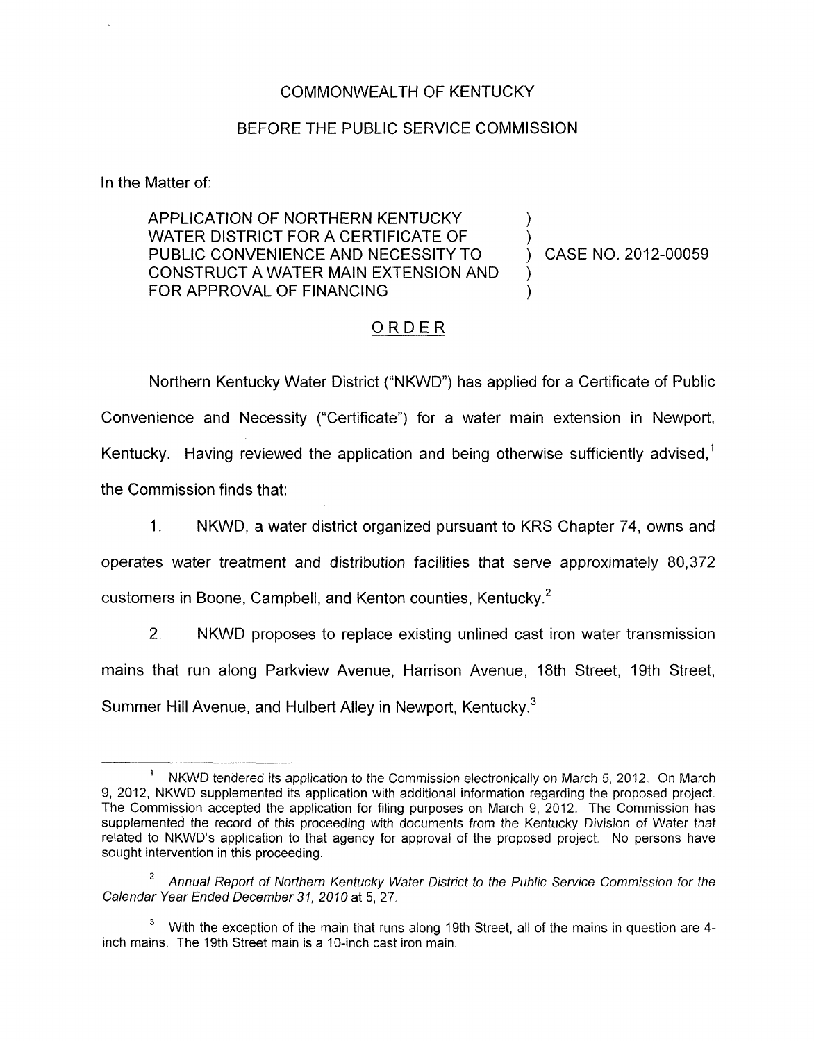COMMONWEALTH OF KENTUCKY

BEFORE THE PUBLIC SERVICE COMMISSION

In the Matter of:

APPLICATION OF NORTHERN KENTUCKY WATER DISTRICT FOR A CERTIFICATE OF PUBLIC CONVENIENCE AND NECESSITY TO CONSTRUCT A WATER MAIN EXTENSION AND FOR APPROVAL OF FINANCING ) ) ) CASE NO. 2012-00059 ) )

## ORDER

Northern Kentucky Water District ("NKWD") has applied for a Certificate of Public Convenience and Necessity ("Certificate") for a water main extension in Newport, Kentucky. Having reviewed the application and being otherwise sufficiently advised,[1] the Commission finds that:

1. NKWD, a water district organized pursuant to KRS Chapter 74, owns and operates water treatment and distribution facilities that serve approximately 80,372 customers in Boone, Campbell, and Kenton counties, Kentucky.[2]

2. NKWD proposes to replace existing unlined cast iron water transmission mains that run along Parkview Avenue, Harrison Avenue, 18th Street, 19th Street, Summer Hill Avenue, and Hulbert Alley in Newport, Kentucky.[3]

---

[1] NKWD tendered its application to the Commission electronically on March 5, 2012. On March 9, 2012, NKWD supplemented its application with additional information regarding the proposed project. The Commission accepted the application for filing purposes on March 9, 2012. The Commission has supplemented the record of this proceeding with documents from the Kentucky Division of Water that related to NKWD's application to that agency for approval of the proposed project. No persons have sought intervention in this proceeding.

[2] *Annual Report of Northern Kentucky Water District to the Public Service Commission for the Calendar Year Ended December 31, 2010* at 5, 27.

[3] With the exception of the main that runs along 19th Street, all of the mains in question are 4-inch mains. The 19th Street main is a 10-inch cast iron main.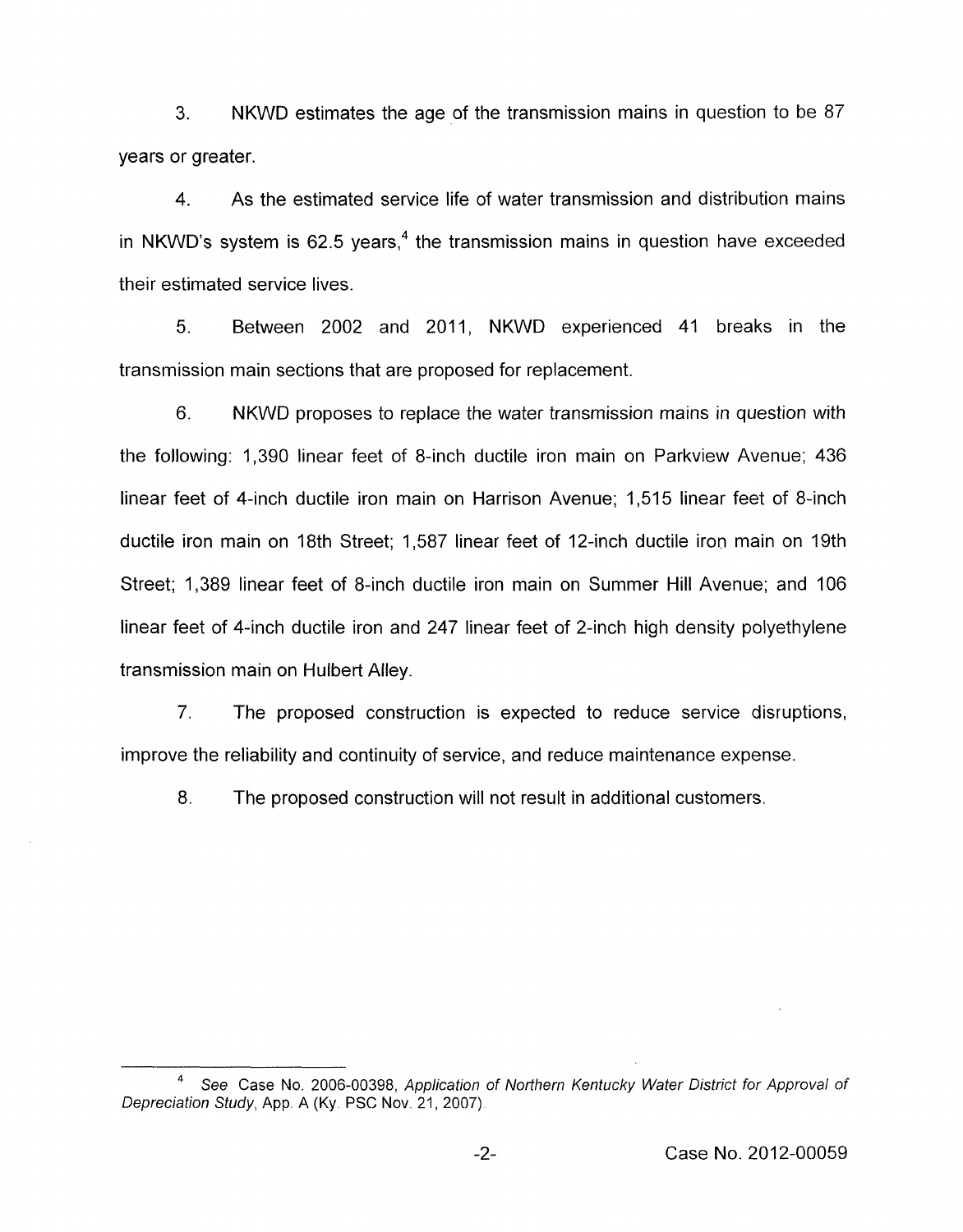3. NKWD estimates the age of the transmission mains in question to be 87 years or greater.

4. As the estimated service life of water transmission and distribution mains in NKWD's system is 62.5 years,[4] the transmission mains in question have exceeded their estimated service lives.

5. Between 2002 and 2011, NKWD experienced 41 breaks in the transmission main sections that are proposed for replacement.

6. NKWD proposes to replace the water transmission mains in question with the following: 1,390 linear feet of 8-inch ductile iron main on Parkview Avenue; 436 linear feet of 4-inch ductile iron main on Harrison Avenue; 1,515 linear feet of 8-inch ductile iron main on 18th Street; 1,587 linear feet of 12-inch ductile iron main on 19th Street; 1,389 linear feet of 8-inch ductile iron main on Summer Hill Avenue; and 106 linear feet of 4-inch ductile iron and 247 linear feet of 2-inch high density polyethylene transmission main on Hulbert Alley.

7. The proposed construction is expected to reduce service disruptions, improve the reliability and continuity of service, and reduce maintenance expense.

8. The proposed construction will not result in additional customers.

---

[4] *See* Case No. 2006-00398, *Application of Northern Kentucky Water District for Approval of Depreciation Study*, App. A (Ky. PSC Nov. 21, 2007).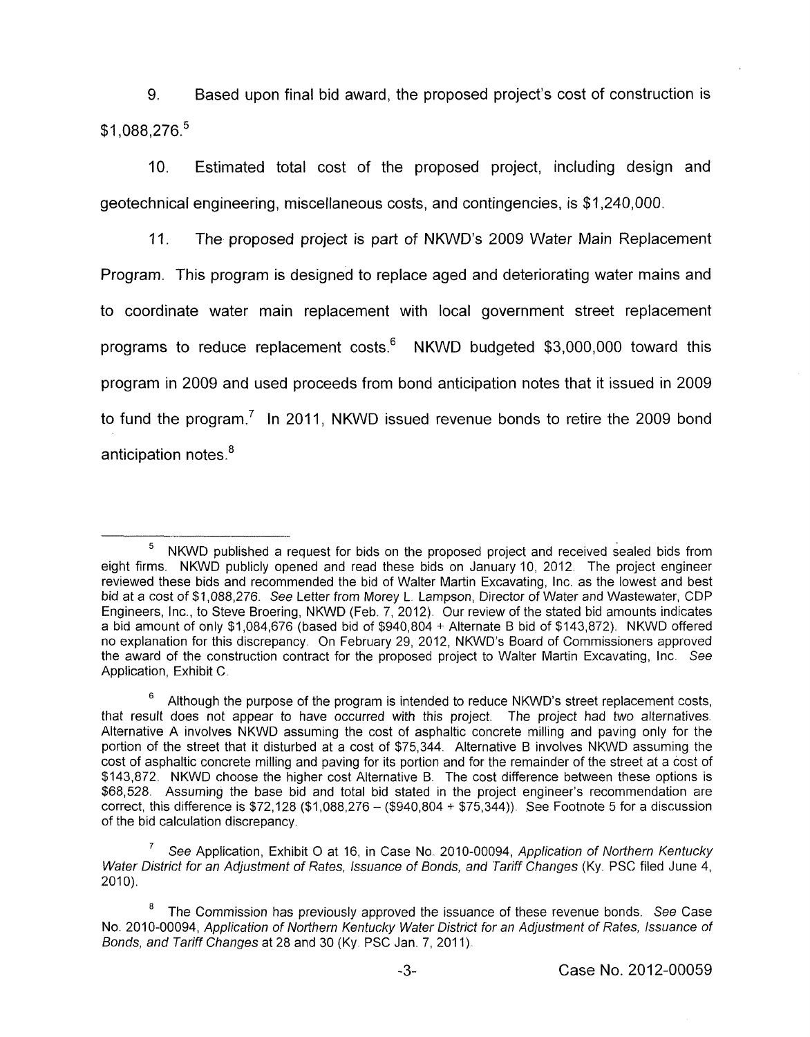9. Based upon final bid award, the proposed project's cost of construction is $1,088,276.[5]

10. Estimated total cost of the proposed project, including design and geotechnical engineering, miscellaneous costs, and contingencies, is $1,240,000.

11. The proposed project is part of NKWD's 2009 Water Main Replacement Program. This program is designed to replace aged and deteriorating water mains and to coordinate water main replacement with local government street replacement programs to reduce replacement costs.[6] NKWD budgeted $3,000,000 toward this program in 2009 and used proceeds from bond anticipation notes that it issued in 2009 to fund the program.[7] In 2011, NKWD issued revenue bonds to retire the 2009 bond anticipation notes.[8]

---

[5] NKWD published a request for bids on the proposed project and received sealed bids from eight firms. NKWD publicly opened and read these bids on January 10, 2012. The project engineer reviewed these bids and recommended the bid of Walter Martin Excavating, Inc. as the lowest and best bid at a cost of $1,088,276. *See* Letter from Morey L. Lampson, Director of Water and Wastewater, CDP Engineers, Inc., to Steve Broering, NKWD (Feb. 7, 2012). Our review of the stated bid amounts indicates a bid amount of only $1,084,676 (based bid of $940,804 + Alternate B bid of $143,872). NKWD offered no explanation for this discrepancy. On February 29, 2012, NKWD's Board of Commissioners approved the award of the construction contract for the proposed project to Walter Martin Excavating, Inc. *See* Application, Exhibit C.

[6] Although the purpose of the program is intended to reduce NKWD's street replacement costs, that result does not appear to have occurred with this project. The project had two alternatives. Alternative A involves NKWD assuming the cost of asphaltic concrete milling and paving only for the portion of the street that it disturbed at a cost of $75,344. Alternative B involves NKWD assuming the cost of asphaltic concrete milling and paving for its portion and for the remainder of the street at a cost of $143,872. NKWD choose the higher cost Alternative B. The cost difference between these options is $68,528. Assuming the base bid and total bid stated in the project engineer's recommendation are correct, this difference is $72,128 ($1,088,276 – ($940,804 + $75,344)). See Footnote 5 for a discussion of the bid calculation discrepancy.

[7] *See* Application, Exhibit O at 16, in Case No. 2010-00094, *Application of Northern Kentucky Water District for an Adjustment of Rates, Issuance of Bonds, and Tariff Changes* (Ky. PSC filed June 4, 2010).

[8] The Commission has previously approved the issuance of these revenue bonds. *See* Case No. 2010-00094, *Application of Northern Kentucky Water District for an Adjustment of Rates, Issuance of Bonds, and Tariff Changes* at 28 and 30 (Ky. PSC Jan. 7, 2011).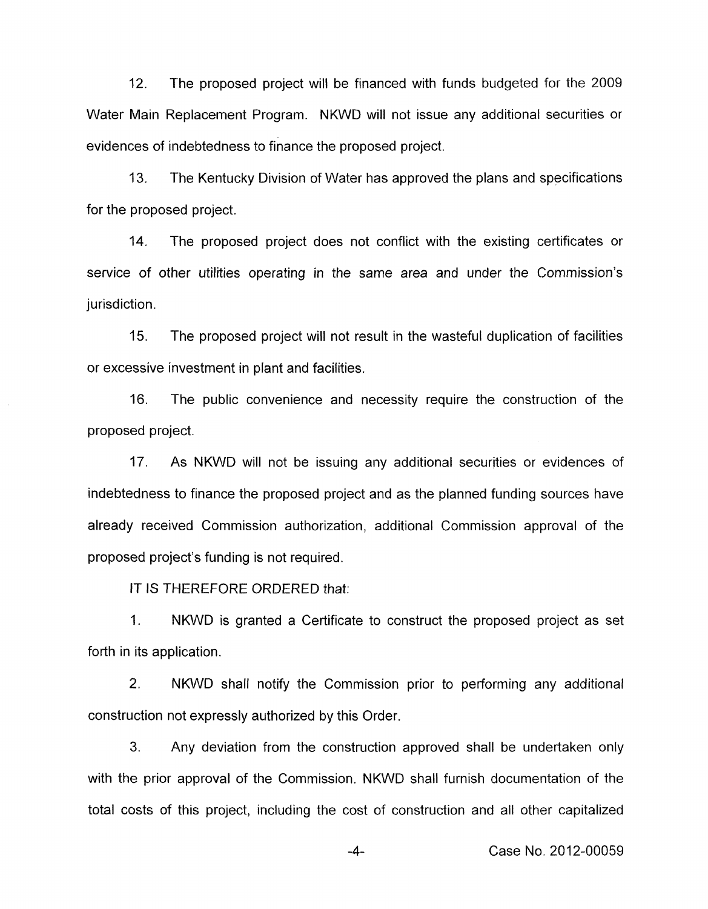12. The proposed project will be financed with funds budgeted for the 2009 Water Main Replacement Program. NKWD will not issue any additional securities or evidences of indebtedness to finance the proposed project.

13. The Kentucky Division of Water has approved the plans and specifications for the proposed project.

14. The proposed project does not conflict with the existing certificates or service of other utilities operating in the same area and under the Commission's jurisdiction.

15. The proposed project will not result in the wasteful duplication of facilities or excessive investment in plant and facilities.

16. The public convenience and necessity require the construction of the proposed project.

17. As NKWD will not be issuing any additional securities or evidences of indebtedness to finance the proposed project and as the planned funding sources have already received Commission authorization, additional Commission approval of the proposed project's funding is not required.

IT IS THEREFORE ORDERED that:

1. NKWD is granted a Certificate to construct the proposed project as set forth in its application.

2. NKWD shall notify the Commission prior to performing any additional construction not expressly authorized by this Order.

3. Any deviation from the construction approved shall be undertaken only with the prior approval of the Commission. NKWD shall furnish documentation of the total costs of this project, including the cost of construction and all other capitalized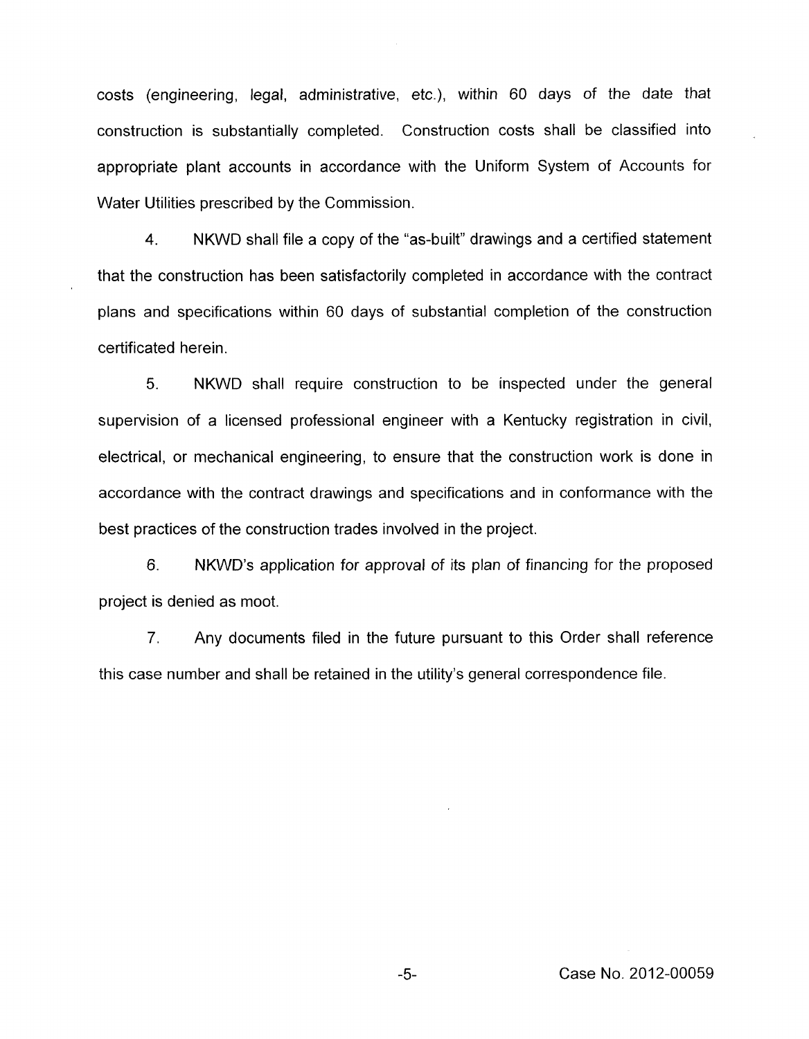costs (engineering, legal, administrative, etc.), within 60 days of the date that construction is substantially completed. Construction costs shall be classified into appropriate plant accounts in accordance with the Uniform System of Accounts for Water Utilities prescribed by the Commission.

4. NKWD shall file a copy of the "as-built" drawings and a certified statement that the construction has been satisfactorily completed in accordance with the contract plans and specifications within 60 days of substantial completion of the construction certificated herein.

5. NKWD shall require construction to be inspected under the general supervision of a licensed professional engineer with a Kentucky registration in civil, electrical, or mechanical engineering, to ensure that the construction work is done in accordance with the contract drawings and specifications and in conformance with the best practices of the construction trades involved in the project.

6. NKWD's application for approval of its plan of financing for the proposed project is denied as moot.

7. Any documents filed in the future pursuant to this Order shall reference this case number and shall be retained in the utility's general correspondence file.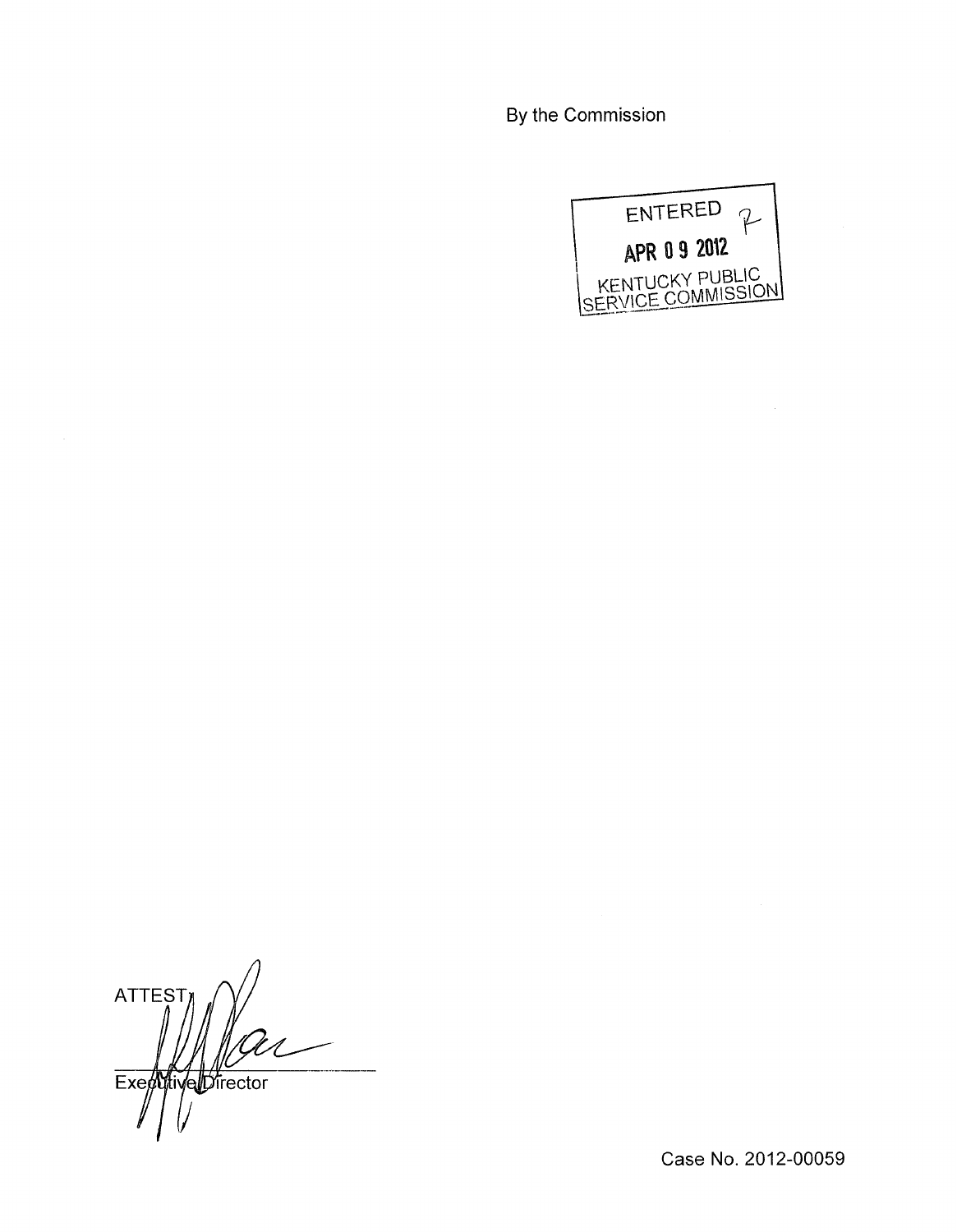By the Commission

ENTERED

APR 09 2012

KENTUCKY PUBLIC SERVICE COMMISSION

ATTEST:

Executive Director

Case No. 2012-00059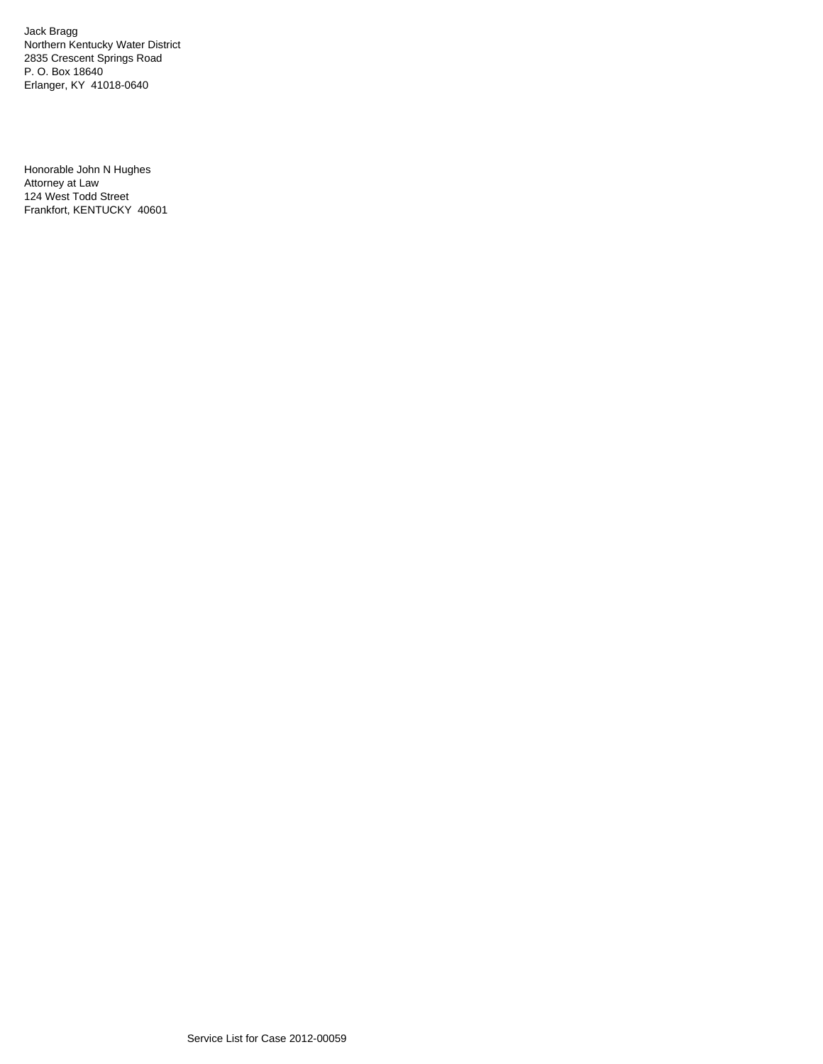Jack Bragg
Northern Kentucky Water District
2835 Crescent Springs Road
P. O. Box 18640
Erlanger, KY 41018-0640

Honorable John N Hughes
Attorney at Law
124 West Todd Street
Frankfort, KENTUCKY 40601

Service List for Case 2012-00059